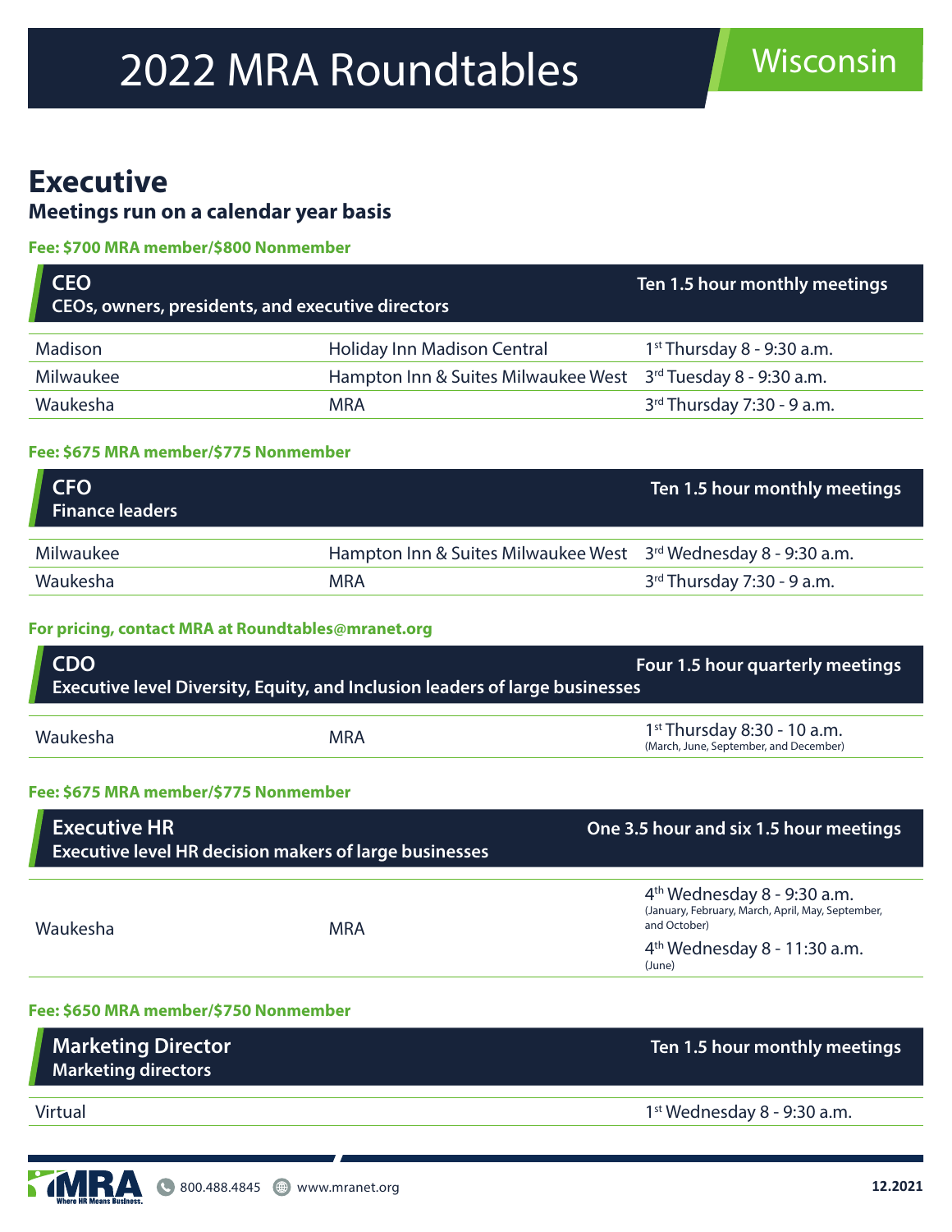# 2022 MRA Roundtables

Wisconsin

## Executive

**Meetings run on a calendar year basis**

**Fee: $700 MRA member/$800 Nonmember**

### CEO

**CEOs, owners, presidents, and executive directors** — **Ten 1.5 hour monthly meetings**

| Location | Venue | Schedule |
|---|---|---|
| Madison | Holiday Inn Madison Central | 1st Thursday 8 - 9:30 a.m. |
| Milwaukee | Hampton Inn & Suites Milwaukee West | 3rd Tuesday 8 - 9:30 a.m. |
| Waukesha | MRA | 3rd Thursday 7:30 - 9 a.m. |

**Fee: $675 MRA member/$775 Nonmember**

### CFO

**Finance leaders** — **Ten 1.5 hour monthly meetings**

| Location | Venue | Schedule |
|---|---|---|
| Milwaukee | Hampton Inn & Suites Milwaukee West | 3rd Wednesday 8 - 9:30 a.m. |
| Waukesha | MRA | 3rd Thursday 7:30 - 9 a.m. |

**For pricing, contact MRA at Roundtables@mranet.org**

### CDO

**Executive level Diversity, Equity, and Inclusion leaders of large businesses** — **Four 1.5 hour quarterly meetings**

| Location | Venue | Schedule |
|---|---|---|
| Waukesha | MRA | 1st Thursday 8:30 - 10 a.m. (March, June, September, and December) |

**Fee: $675 MRA member/$775 Nonmember**

### Executive HR

**Executive level HR decision makers of large businesses** — **One 3.5 hour and six 1.5 hour meetings**

| Location | Venue | Schedule |
|---|---|---|
| Waukesha | MRA | 4th Wednesday 8 - 9:30 a.m. (January, February, March, April, May, September, and October)<br>4th Wednesday 8 - 11:30 a.m. (June) |

**Fee: $650 MRA member/$750 Nonmember**

### Marketing Director

**Marketing directors** — **Ten 1.5 hour monthly meetings**

| Location | Venue | Schedule |
|---|---|---|
| Virtual | | 1st Wednesday 8 - 9:30 a.m. |

MRA Where HR Means Business. 800.488.4845 www.mranet.org 12.2021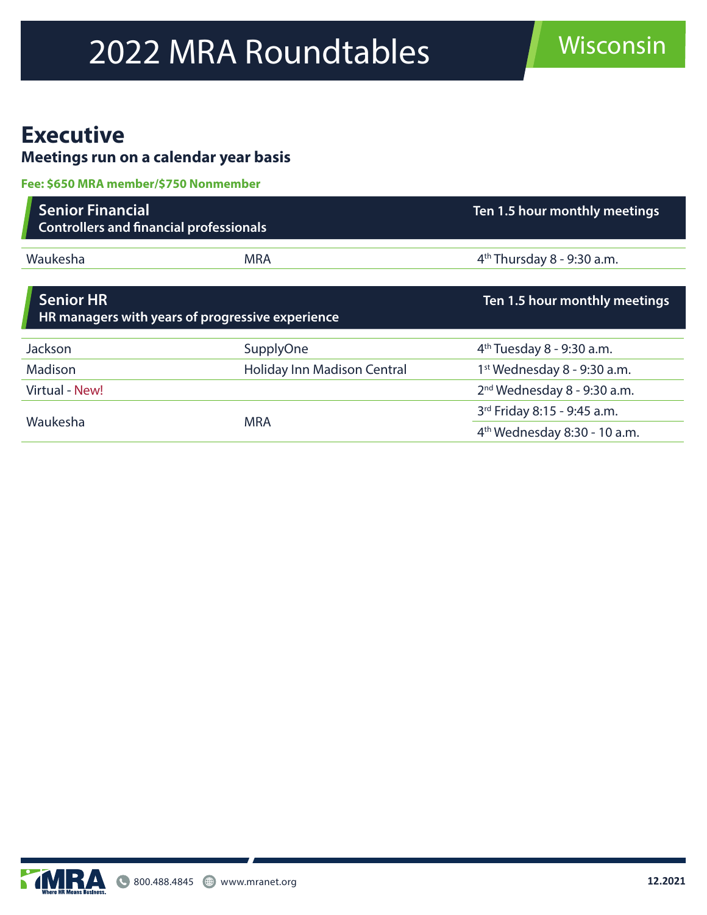# 2022 MRA Roundtables

Wisconsin

## Executive

### Meetings run on a calendar year basis

**Fee: $650 MRA member/$750 Nonmember**

| **Senior Financial** Controllers and financial professionals | | **Ten 1.5 hour monthly meetings** |
|---|---|---|
| Waukesha | MRA | 4th Thursday 8 - 9:30 a.m. |

| **Senior HR** HR managers with years of progressive experience | | **Ten 1.5 hour monthly meetings** |
|---|---|---|
| Jackson | SupplyOne | 4th Tuesday 8 - 9:30 a.m. |
| Madison | Holiday Inn Madison Central | 1st Wednesday 8 - 9:30 a.m. |
| Virtual - New! | | 2nd Wednesday 8 - 9:30 a.m. |
| Waukesha | MRA | 3rd Friday 8:15 - 9:45 a.m. |
| | | 4th Wednesday 8:30 - 10 a.m. |

MRA Where HR Means Business. 800.488.4845 www.mranet.org 12.2021